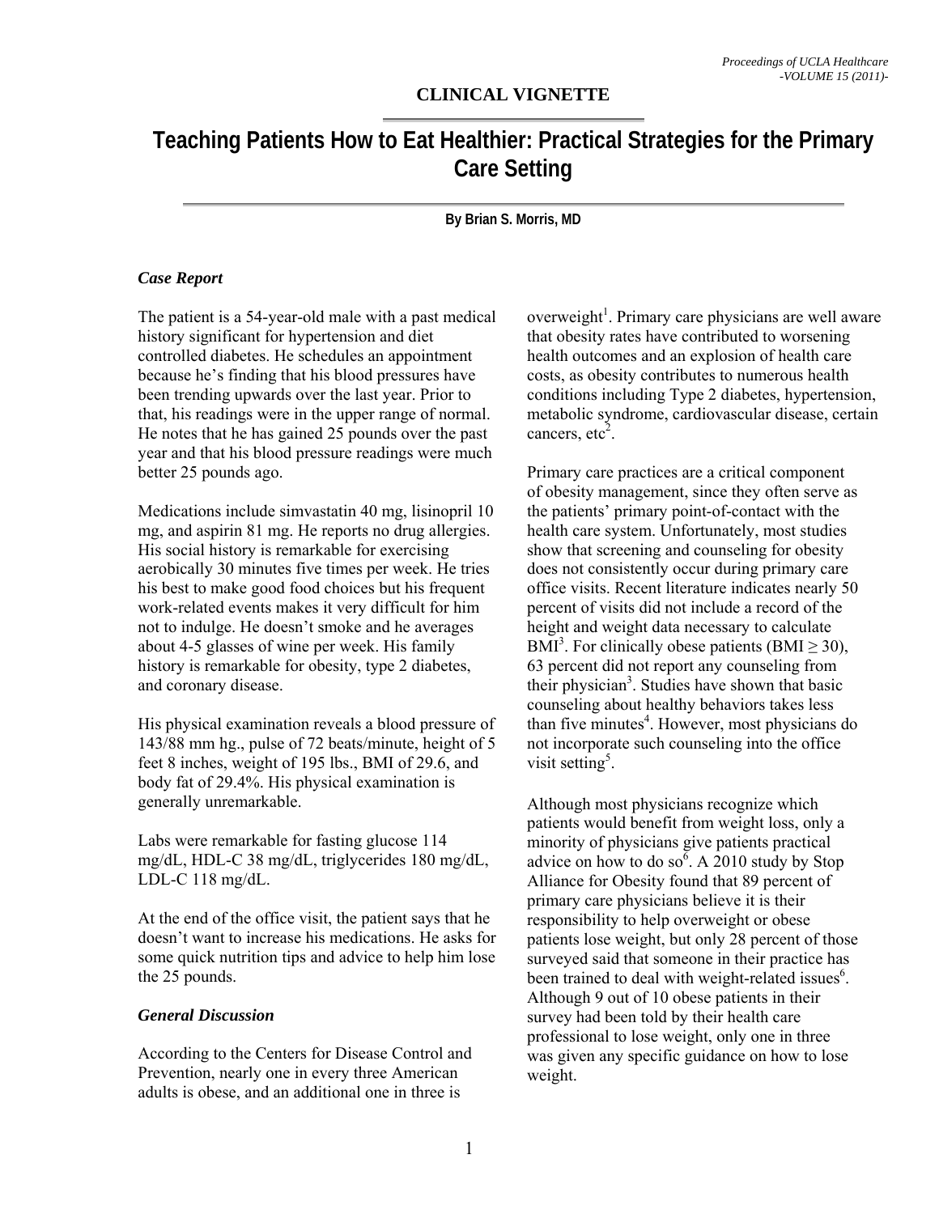**CLINICAL VIGNETTE**

# Teaching Patients How to Eat Healthier: Practical Strategies for the Primary Care Setting

**By Brian S. Morris, MD**

### *Case Report*

The patient is a 54-year-old male with a past medical history significant for hypertension and diet controlled diabetes. He schedules an appointment because he's finding that his blood pressures have been trending upwards over the last year. Prior to that, his readings were in the upper range of normal. He notes that he has gained 25 pounds over the past year and that his blood pressure readings were much better 25 pounds ago.

Medications include simvastatin 40 mg, lisinopril 10 mg, and aspirin 81 mg. He reports no drug allergies. His social history is remarkable for exercising aerobically 30 minutes five times per week. He tries his best to make good food choices but his frequent work-related events makes it very difficult for him not to indulge. He doesn't smoke and he averages about 4-5 glasses of wine per week. His family history is remarkable for obesity, type 2 diabetes, and coronary disease.

His physical examination reveals a blood pressure of 143/88 mm hg., pulse of 72 beats/minute, height of 5 feet 8 inches, weight of 195 lbs., BMI of 29.6, and body fat of 29.4%. His physical examination is generally unremarkable.

Labs were remarkable for fasting glucose 114 mg/dL, HDL-C 38 mg/dL, triglycerides 180 mg/dL, LDL-C 118 mg/dL.

At the end of the office visit, the patient says that he doesn't want to increase his medications. He asks for some quick nutrition tips and advice to help him lose the 25 pounds.

### *General Discussion*

According to the Centers for Disease Control and Prevention, nearly one in every three American adults is obese, and an additional one in three is overweight[1]. Primary care physicians are well aware that obesity rates have contributed to worsening health outcomes and an explosion of health care costs, as obesity contributes to numerous health conditions including Type 2 diabetes, hypertension, metabolic syndrome, cardiovascular disease, certain cancers, etc[2].

Primary care practices are a critical component of obesity management, since they often serve as the patients' primary point-of-contact with the health care system. Unfortunately, most studies show that screening and counseling for obesity does not consistently occur during primary care office visits. Recent literature indicates nearly 50 percent of visits did not include a record of the height and weight data necessary to calculate BMI[3]. For clinically obese patients (BMI ≥ 30), 63 percent did not report any counseling from their physician[3]. Studies have shown that basic counseling about healthy behaviors takes less than five minutes[4]. However, most physicians do not incorporate such counseling into the office visit setting[5].

Although most physicians recognize which patients would benefit from weight loss, only a minority of physicians give patients practical advice on how to do so[6]. A 2010 study by Stop Alliance for Obesity found that 89 percent of primary care physicians believe it is their responsibility to help overweight or obese patients lose weight, but only 28 percent of those surveyed said that someone in their practice has been trained to deal with weight-related issues[6]. Although 9 out of 10 obese patients in their survey had been told by their health care professional to lose weight, only one in three was given any specific guidance on how to lose weight.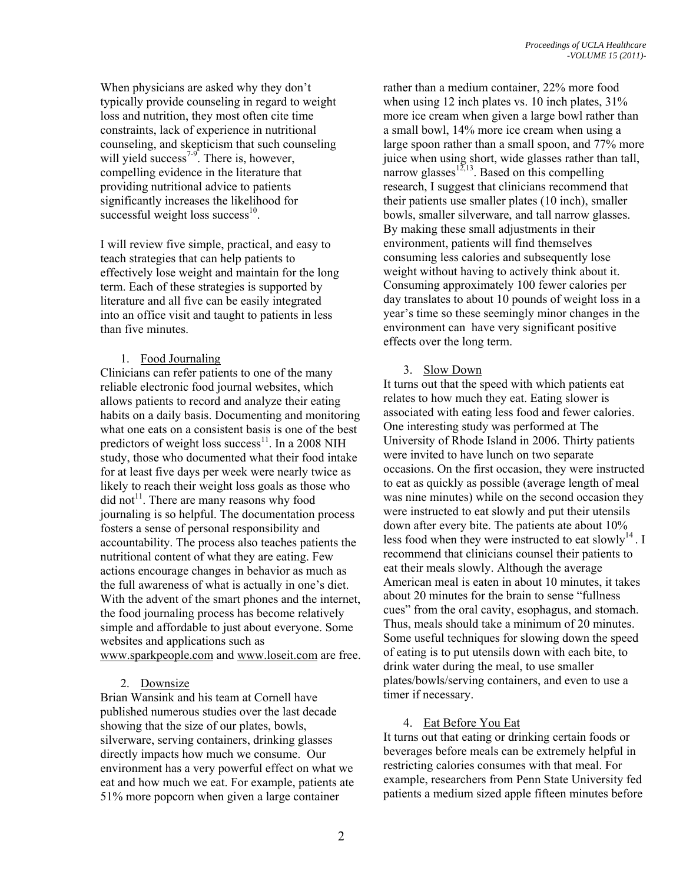When physicians are asked why they don't typically provide counseling in regard to weight loss and nutrition, they most often cite time constraints, lack of experience in nutritional counseling, and skepticism that such counseling will yield success[7-9]. There is, however, compelling evidence in the literature that providing nutritional advice to patients significantly increases the likelihood for successful weight loss success[10].

I will review five simple, practical, and easy to teach strategies that can help patients to effectively lose weight and maintain for the long term. Each of these strategies is supported by literature and all five can be easily integrated into an office visit and taught to patients in less than five minutes.

1. Food Journaling

Clinicians can refer patients to one of the many reliable electronic food journal websites, which allows patients to record and analyze their eating habits on a daily basis. Documenting and monitoring what one eats on a consistent basis is one of the best predictors of weight loss success[11]. In a 2008 NIH study, those who documented what their food intake for at least five days per week were nearly twice as likely to reach their weight loss goals as those who did not[11]. There are many reasons why food journaling is so helpful. The documentation process fosters a sense of personal responsibility and accountability. The process also teaches patients the nutritional content of what they are eating. Few actions encourage changes in behavior as much as the full awareness of what is actually in one's diet. With the advent of the smart phones and the internet, the food journaling process has become relatively simple and affordable to just about everyone. Some websites and applications such as www.sparkpeople.com and www.loseit.com are free.

2. Downsize

Brian Wansink and his team at Cornell have published numerous studies over the last decade showing that the size of our plates, bowls, silverware, serving containers, drinking glasses directly impacts how much we consume. Our environment has a very powerful effect on what we eat and how much we eat. For example, patients ate 51% more popcorn when given a large container rather than a medium container, 22% more food when using 12 inch plates vs. 10 inch plates, 31% more ice cream when given a large bowl rather than a small bowl, 14% more ice cream when using a large spoon rather than a small spoon, and 77% more juice when using short, wide glasses rather than tall, narrow glasses[12,13]. Based on this compelling research, I suggest that clinicians recommend that their patients use smaller plates (10 inch), smaller bowls, smaller silverware, and tall narrow glasses. By making these small adjustments in their environment, patients will find themselves consuming less calories and subsequently lose weight without having to actively think about it. Consuming approximately 100 fewer calories per day translates to about 10 pounds of weight loss in a year's time so these seemingly minor changes in the environment can have very significant positive effects over the long term.

3. Slow Down

It turns out that the speed with which patients eat relates to how much they eat. Eating slower is associated with eating less food and fewer calories. One interesting study was performed at The University of Rhode Island in 2006. Thirty patients were invited to have lunch on two separate occasions. On the first occasion, they were instructed to eat as quickly as possible (average length of meal was nine minutes) while on the second occasion they were instructed to eat slowly and put their utensils down after every bite. The patients ate about 10% less food when they were instructed to eat slowly[14]. I recommend that clinicians counsel their patients to eat their meals slowly. Although the average American meal is eaten in about 10 minutes, it takes about 20 minutes for the brain to sense "fullness cues" from the oral cavity, esophagus, and stomach. Thus, meals should take a minimum of 20 minutes. Some useful techniques for slowing down the speed of eating is to put utensils down with each bite, to drink water during the meal, to use smaller plates/bowls/serving containers, and even to use a timer if necessary.

4. Eat Before You Eat

It turns out that eating or drinking certain foods or beverages before meals can be extremely helpful in restricting calories consumes with that meal. For example, researchers from Penn State University fed patients a medium sized apple fifteen minutes before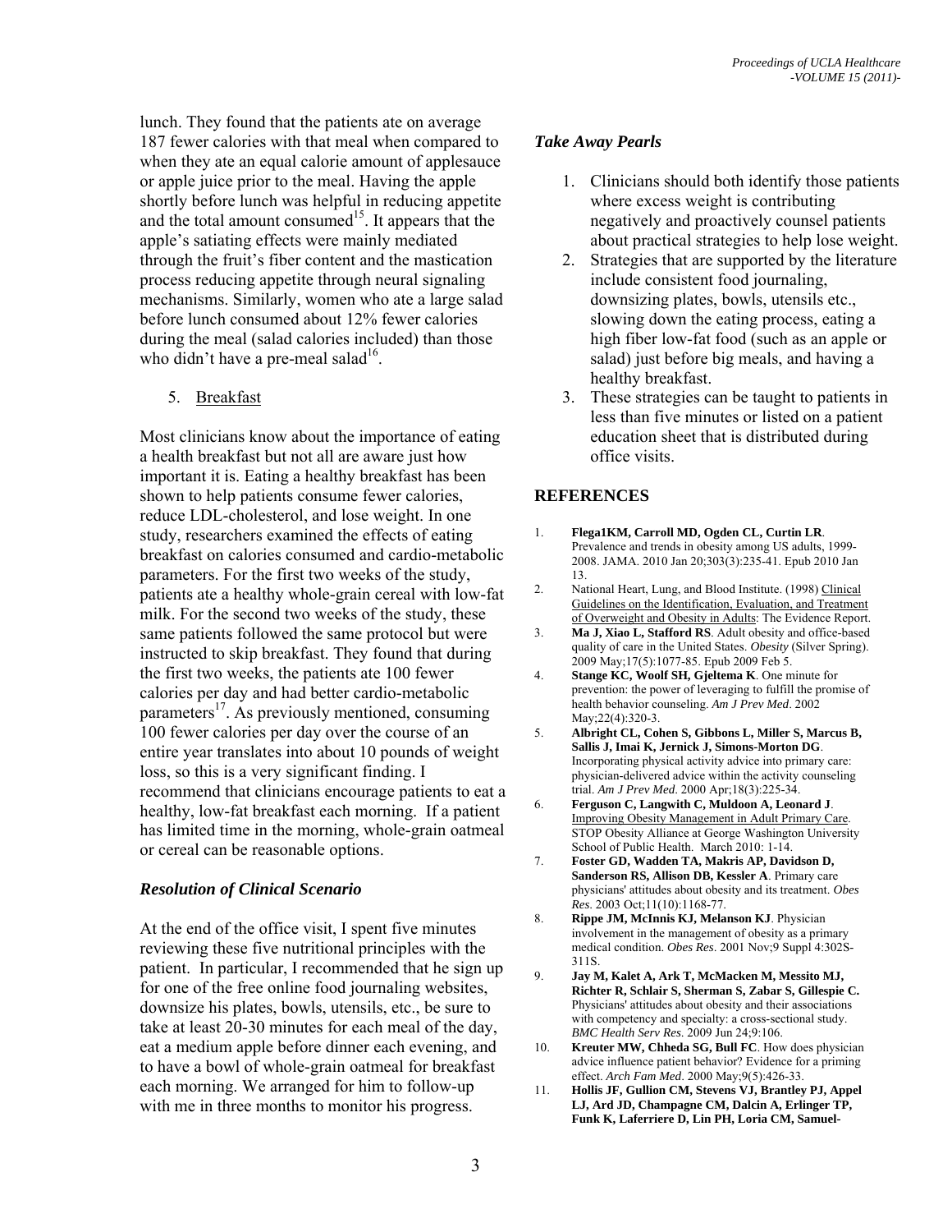lunch. They found that the patients ate on average 187 fewer calories with that meal when compared to when they ate an equal calorie amount of applesauce or apple juice prior to the meal. Having the apple shortly before lunch was helpful in reducing appetite and the total amount consumed[15]. It appears that the apple's satiating effects were mainly mediated through the fruit's fiber content and the mastication process reducing appetite through neural signaling mechanisms. Similarly, women who ate a large salad before lunch consumed about 12% fewer calories during the meal (salad calories included) than those who didn't have a pre-meal salad[16].

5. Breakfast

Most clinicians know about the importance of eating a health breakfast but not all are aware just how important it is. Eating a healthy breakfast has been shown to help patients consume fewer calories, reduce LDL-cholesterol, and lose weight. In one study, researchers examined the effects of eating breakfast on calories consumed and cardio-metabolic parameters. For the first two weeks of the study, patients ate a healthy whole-grain cereal with low-fat milk. For the second two weeks of the study, these same patients followed the same protocol but were instructed to skip breakfast. They found that during the first two weeks, the patients ate 100 fewer calories per day and had better cardio-metabolic parameters[17]. As previously mentioned, consuming 100 fewer calories per day over the course of an entire year translates into about 10 pounds of weight loss, so this is a very significant finding. I recommend that clinicians encourage patients to eat a healthy, low-fat breakfast each morning. If a patient has limited time in the morning, whole-grain oatmeal or cereal can be reasonable options.

### *Resolution of Clinical Scenario*

At the end of the office visit, I spent five minutes reviewing these five nutritional principles with the patient. In particular, I recommended that he sign up for one of the free online food journaling websites, downsize his plates, bowls, utensils, etc., be sure to take at least 20-30 minutes for each meal of the day, eat a medium apple before dinner each evening, and to have a bowl of whole-grain oatmeal for breakfast each morning. We arranged for him to follow-up with me in three months to monitor his progress.

### *Take Away Pearls*

1. Clinicians should both identify those patients where excess weight is contributing negatively and proactively counsel patients about practical strategies to help lose weight.
2. Strategies that are supported by the literature include consistent food journaling, downsizing plates, bowls, utensils etc., slowing down the eating process, eating a high fiber low-fat food (such as an apple or salad) just before big meals, and having a healthy breakfast.
3. These strategies can be taught to patients in less than five minutes or listed on a patient education sheet that is distributed during office visits.

## REFERENCES

1. **Flega1KM, Carroll MD, Ogden CL, Curtin LR**. Prevalence and trends in obesity among US adults, 1999-2008. JAMA. 2010 Jan 20;303(3):235-41. Epub 2010 Jan 13.
2. National Heart, Lung, and Blood Institute. (1998) Clinical Guidelines on the Identification, Evaluation, and Treatment of Overweight and Obesity in Adults: The Evidence Report.
3. **Ma J, Xiao L, Stafford RS**. Adult obesity and office-based quality of care in the United States. *Obesity* (Silver Spring). 2009 May;17(5):1077-85. Epub 2009 Feb 5.
4. **Stange KC, Woolf SH, Gjeltema K**. One minute for prevention: the power of leveraging to fulfill the promise of health behavior counseling. *Am J Prev Med*. 2002 May;22(4):320-3.
5. **Albright CL, Cohen S, Gibbons L, Miller S, Marcus B, Sallis J, Imai K, Jernick J, Simons-Morton DG**. Incorporating physical activity advice into primary care: physician-delivered advice within the activity counseling trial. *Am J Prev Med*. 2000 Apr;18(3):225-34.
6. **Ferguson C, Langwith C, Muldoon A, Leonard J**. Improving Obesity Management in Adult Primary Care. STOP Obesity Alliance at George Washington University School of Public Health. March 2010: 1-14.
7. **Foster GD, Wadden TA, Makris AP, Davidson D, Sanderson RS, Allison DB, Kessler A**. Primary care physicians' attitudes about obesity and its treatment. *Obes Res*. 2003 Oct;11(10):1168-77.
8. **Rippe JM, McInnis KJ, Melanson KJ**. Physician involvement in the management of obesity as a primary medical condition. *Obes Res*. 2001 Nov;9 Suppl 4:302S-311S.
9. **Jay M, Kalet A, Ark T, McMacken M, Messito MJ, Richter R, Schlair S, Sherman S, Zabar S, Gillespie C.** Physicians' attitudes about obesity and their associations with competency and specialty: a cross-sectional study. *BMC Health Serv Res*. 2009 Jun 24;9:106.
10. **Kreuter MW, Chheda SG, Bull FC**. How does physician advice influence patient behavior? Evidence for a priming effect. *Arch Fam Med*. 2000 May;9(5):426-33.
11. **Hollis JF, Gullion CM, Stevens VJ, Brantley PJ, Appel LJ, Ard JD, Champagne CM, Dalcin A, Erlinger TP, Funk K, Laferriere D, Lin PH, Loria CM, Samuel-**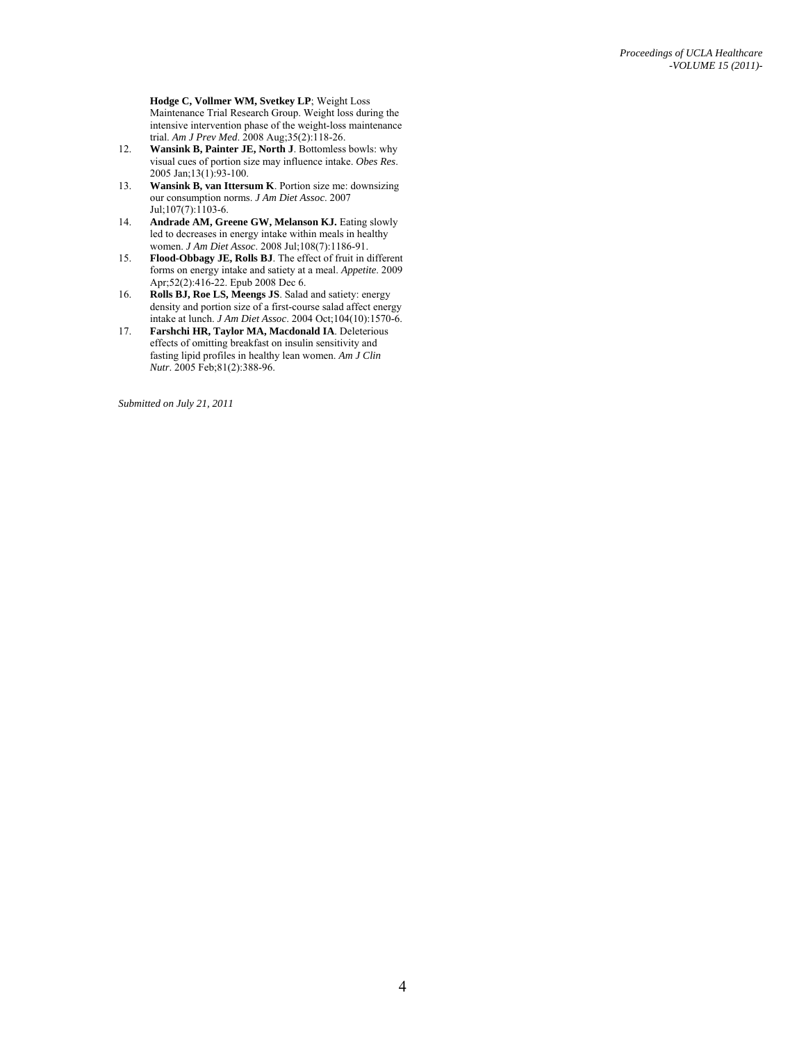**Hodge C, Vollmer WM, Svetkey LP**; Weight Loss Maintenance Trial Research Group. Weight loss during the intensive intervention phase of the weight-loss maintenance trial. *Am J Prev Med*. 2008 Aug;35(2):118-26.

12. **Wansink B, Painter JE, North J**. Bottomless bowls: why visual cues of portion size may influence intake. *Obes Res*. 2005 Jan;13(1):93-100.
13. **Wansink B, van Ittersum K**. Portion size me: downsizing our consumption norms. *J Am Diet Assoc*. 2007 Jul;107(7):1103-6.
14. **Andrade AM, Greene GW, Melanson KJ.** Eating slowly led to decreases in energy intake within meals in healthy women. *J Am Diet Assoc*. 2008 Jul;108(7):1186-91.
15. **Flood-Obbagy JE, Rolls BJ**. The effect of fruit in different forms on energy intake and satiety at a meal. *Appetite*. 2009 Apr;52(2):416-22. Epub 2008 Dec 6.
16. **Rolls BJ, Roe LS, Meengs JS**. Salad and satiety: energy density and portion size of a first-course salad affect energy intake at lunch. *J Am Diet Assoc*. 2004 Oct;104(10):1570-6.
17. **Farshchi HR, Taylor MA, Macdonald IA**. Deleterious effects of omitting breakfast on insulin sensitivity and fasting lipid profiles in healthy lean women. *Am J Clin Nutr*. 2005 Feb;81(2):388-96.

*Submitted on July 21, 2011*